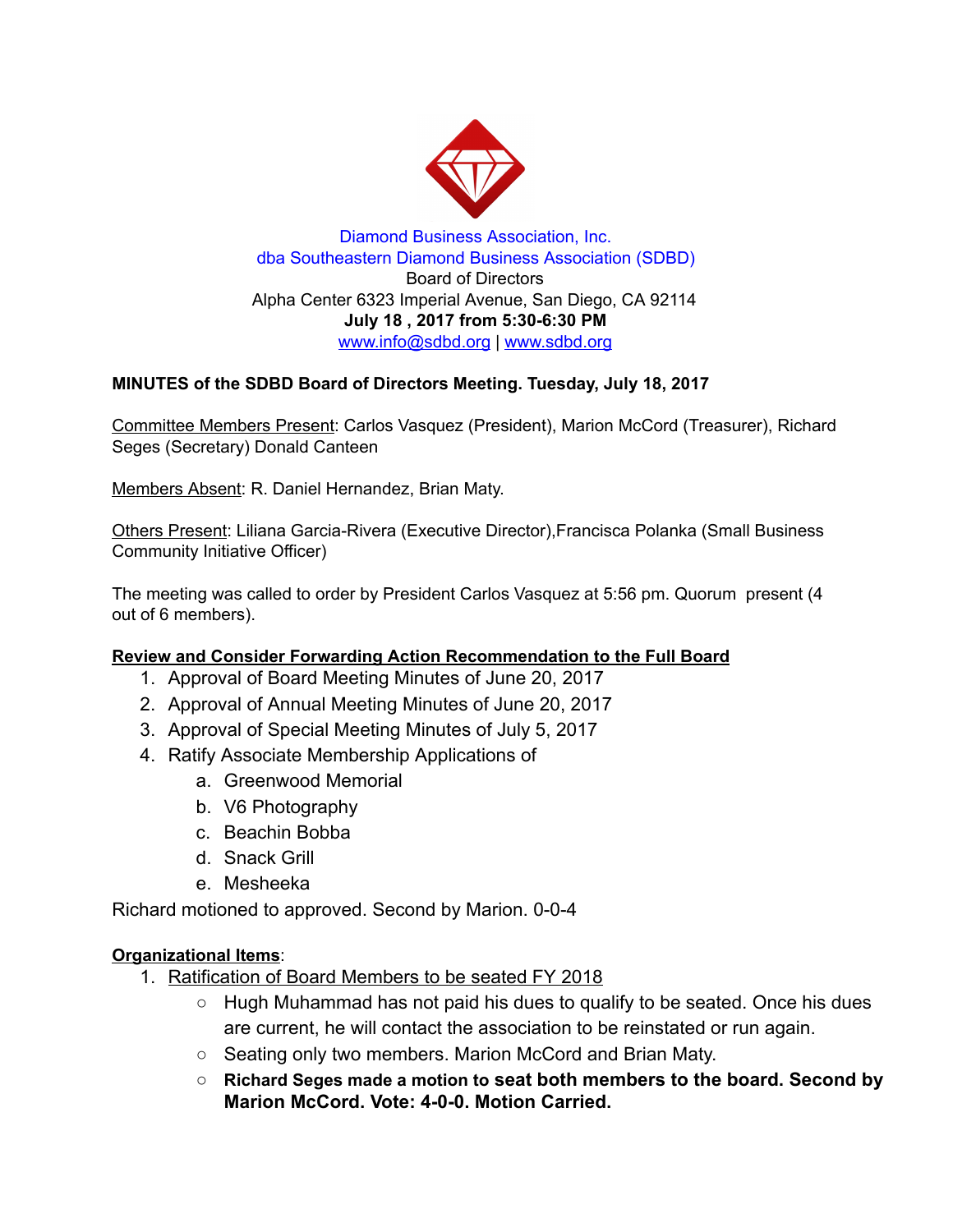Diamond Business Association, Inc.
dba Southeastern Diamond Business Association (SDBD)
Board of Directors
Alpha Center 6323 Imperial Avenue, San Diego, CA 92114
**July 18 , 2017 from 5:30-6:30 PM**
www.info@sdbd.org | www.sdbd.org

**MINUTES of the SDBD Board of Directors Meeting. Tuesday, July 18, 2017**

Committee Members Present: Carlos Vasquez (President), Marion McCord (Treasurer), Richard Seges (Secretary) Donald Canteen

Members Absent: R. Daniel Hernandez, Brian Maty.

Others Present: Liliana Garcia-Rivera (Executive Director),Francisca Polanka (Small Business Community Initiative Officer)

The meeting was called to order by President Carlos Vasquez at 5:56 pm. Quorum present (4 out of 6 members).

**Review and Consider Forwarding Action Recommendation to the Full Board**

1. Approval of Board Meeting Minutes of June 20, 2017
2. Approval of Annual Meeting Minutes of June 20, 2017
3. Approval of Special Meeting Minutes of July 5, 2017
4. Ratify Associate Membership Applications of
   a. Greenwood Memorial
   b. V6 Photography
   c. Beachin Bobba
   d. Snack Grill
   e. Mesheeka

Richard motioned to approved. Second by Marion. 0-0-4

**Organizational Items**:

1. Ratification of Board Members to be seated FY 2018
   - Hugh Muhammad has not paid his dues to qualify to be seated. Once his dues are current, he will contact the association to be reinstated or run again.
   - Seating only two members. Marion McCord and Brian Maty.
   - **Richard Seges made a motion to seat both members to the board. Second by Marion McCord. Vote: 4-0-0. Motion Carried.**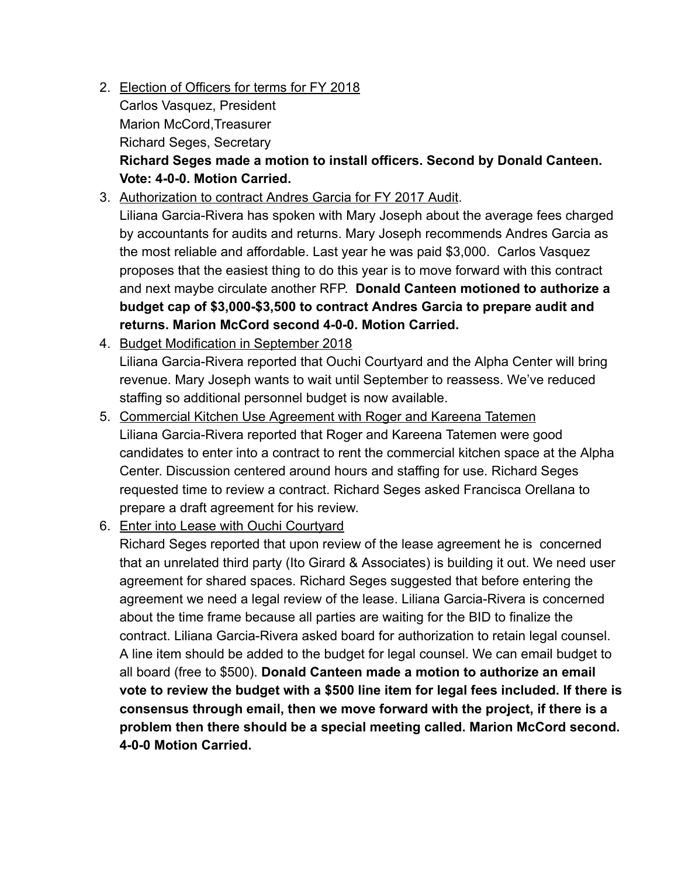2. <u>Election of Officers for terms for FY 2018</u>
   Carlos Vasquez, President
   Marion McCord,Treasurer
   Richard Seges, Secretary
   **Richard Seges made a motion to install officers. Second by Donald Canteen. Vote: 4-0-0. Motion Carried.**
3. <u>Authorization to contract Andres Garcia for FY 2017 Audit</u>.
   Liliana Garcia-Rivera has spoken with Mary Joseph about the average fees charged by accountants for audits and returns. Mary Joseph recommends Andres Garcia as the most reliable and affordable. Last year he was paid $3,000. Carlos Vasquez proposes that the easiest thing to do this year is to move forward with this contract and next maybe circulate another RFP. **Donald Canteen motioned to authorize a budget cap of $3,000-$3,500 to contract Andres Garcia to prepare audit and returns. Marion McCord second 4-0-0. Motion Carried.**
4. <u>Budget Modification in September 2018</u>
   Liliana Garcia-Rivera reported that Ouchi Courtyard and the Alpha Center will bring revenue. Mary Joseph wants to wait until September to reassess. We've reduced staffing so additional personnel budget is now available.
5. <u>Commercial Kitchen Use Agreement with Roger and Kareena Tatemen</u>
   Liliana Garcia-Rivera reported that Roger and Kareena Tatemen were good candidates to enter into a contract to rent the commercial kitchen space at the Alpha Center. Discussion centered around hours and staffing for use. Richard Seges requested time to review a contract. Richard Seges asked Francisca Orellana to prepare a draft agreement for his review.
6. <u>Enter into Lease with Ouchi Courtyard</u>
   Richard Seges reported that upon review of the lease agreement he is concerned that an unrelated third party (Ito Girard & Associates) is building it out. We need user agreement for shared spaces. Richard Seges suggested that before entering the agreement we need a legal review of the lease. Liliana Garcia-Rivera is concerned about the time frame because all parties are waiting for the BID to finalize the contract. Liliana Garcia-Rivera asked board for authorization to retain legal counsel. A line item should be added to the budget for legal counsel. We can email budget to all board (free to $500). **Donald Canteen made a motion to authorize an email vote to review the budget with a $500 line item for legal fees included. If there is consensus through email, then we move forward with the project, if there is a problem then there should be a special meeting called. Marion McCord second. 4-0-0 Motion Carried.**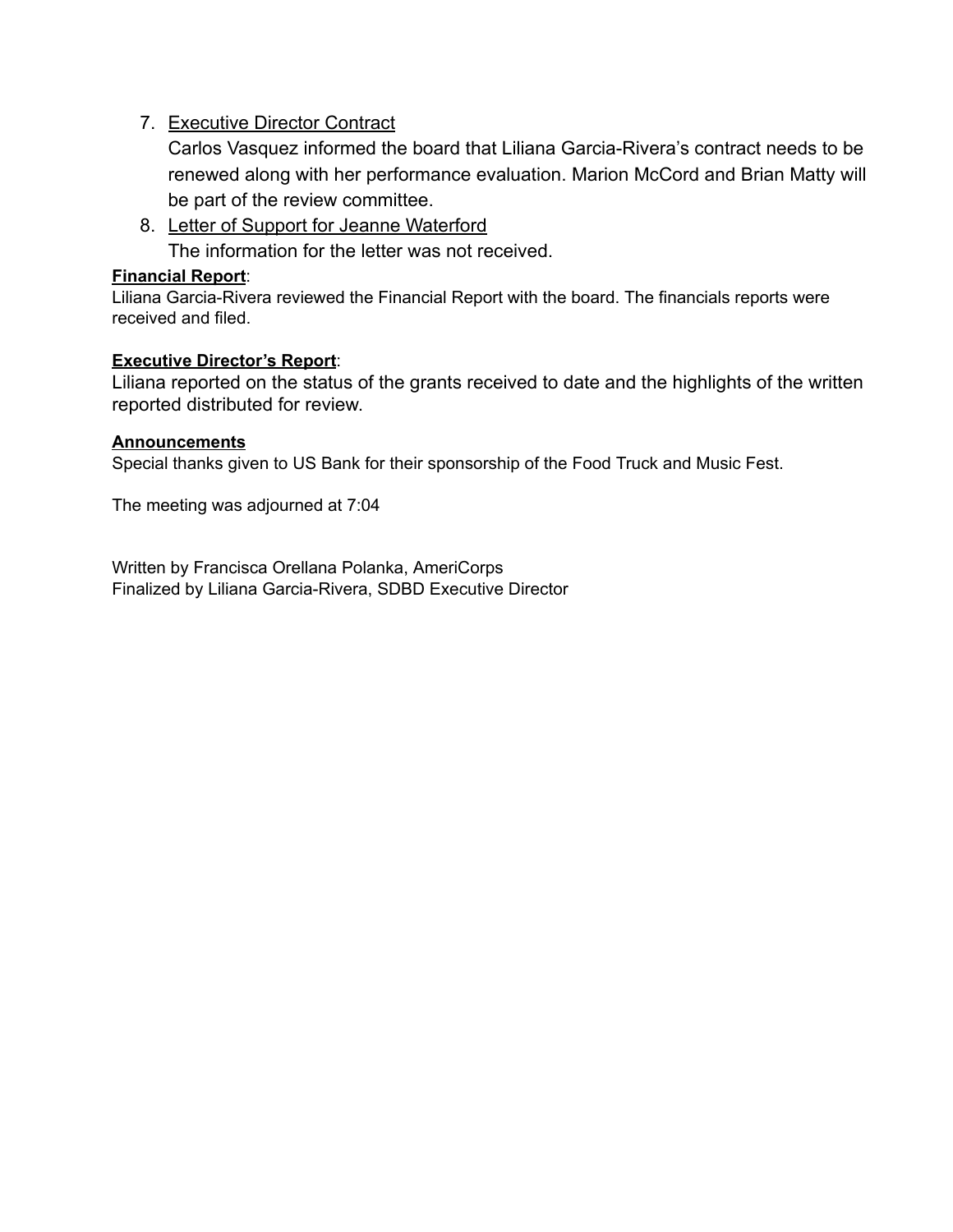7. Executive Director Contract

   Carlos Vasquez informed the board that Liliana Garcia-Rivera's contract needs to be renewed along with her performance evaluation. Marion McCord and Brian Matty will be part of the review committee.

8. Letter of Support for Jeanne Waterford

   The information for the letter was not received.

**Financial Report**:

Liliana Garcia-Rivera reviewed the Financial Report with the board. The financials reports were received and filed.

**Executive Director's Report**:

Liliana reported on the status of the grants received to date and the highlights of the written reported distributed for review.

**Announcements**

Special thanks given to US Bank for their sponsorship of the Food Truck and Music Fest.

The meeting was adjourned at 7:04

Written by Francisca Orellana Polanka, AmeriCorps
Finalized by Liliana Garcia-Rivera, SDBD Executive Director